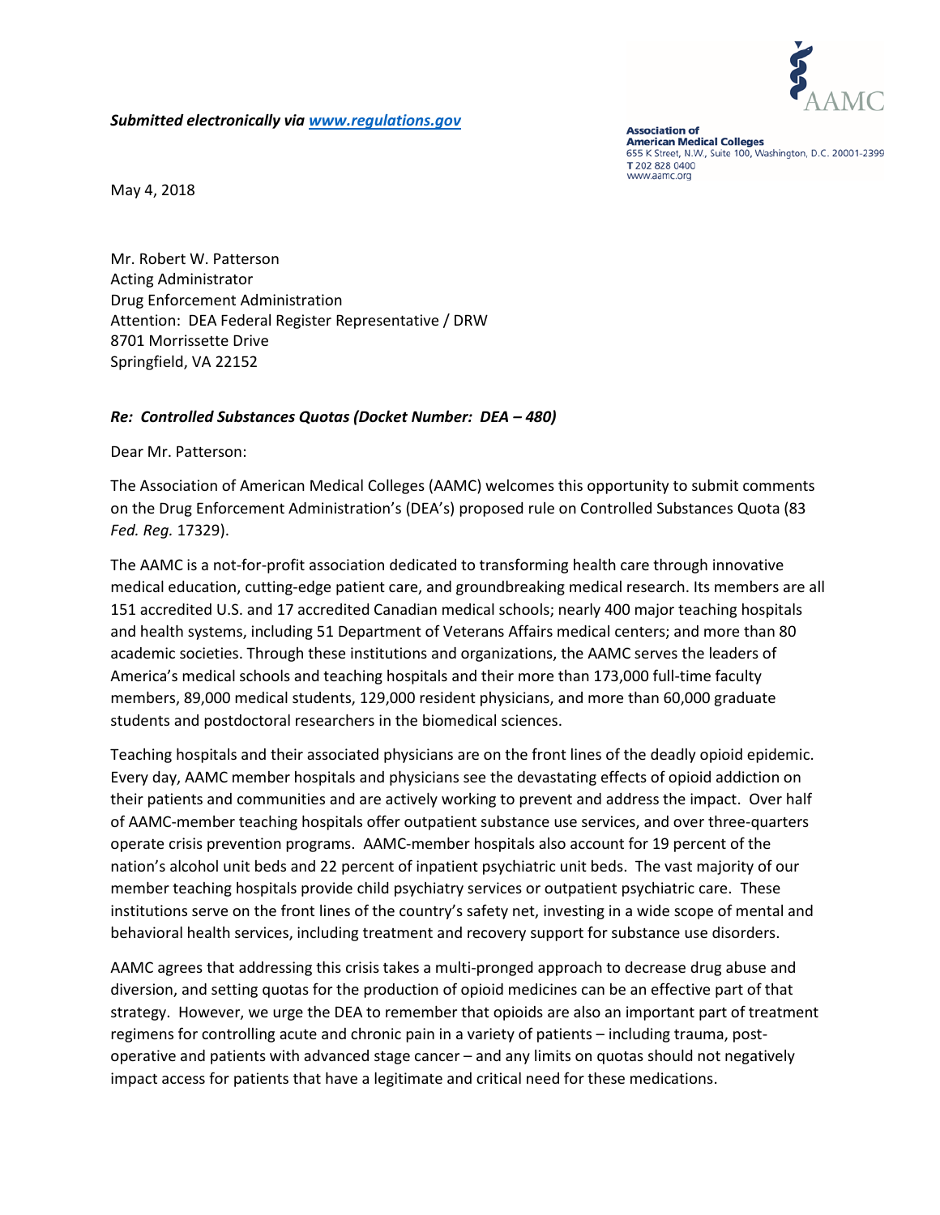*Submitted electronically via [www.regulations.gov](www.regulations.gov)*

**Association of American Medical Colleges**
655 K Street, N.W., Suite 100, Washington, D.C. 20001-2399
**T** 202 828 0400
www.aamc.org

May 4, 2018

Mr. Robert W. Patterson
Acting Administrator
Drug Enforcement Administration
Attention: DEA Federal Register Representative / DRW
8701 Morrissette Drive
Springfield, VA 22152

***Re: Controlled Substances Quotas (Docket Number: DEA – 480)***

Dear Mr. Patterson:

The Association of American Medical Colleges (AAMC) welcomes this opportunity to submit comments on the Drug Enforcement Administration's (DEA's) proposed rule on Controlled Substances Quota (83 *Fed. Reg.* 17329).

The AAMC is a not-for-profit association dedicated to transforming health care through innovative medical education, cutting-edge patient care, and groundbreaking medical research. Its members are all 151 accredited U.S. and 17 accredited Canadian medical schools; nearly 400 major teaching hospitals and health systems, including 51 Department of Veterans Affairs medical centers; and more than 80 academic societies. Through these institutions and organizations, the AAMC serves the leaders of America's medical schools and teaching hospitals and their more than 173,000 full-time faculty members, 89,000 medical students, 129,000 resident physicians, and more than 60,000 graduate students and postdoctoral researchers in the biomedical sciences.

Teaching hospitals and their associated physicians are on the front lines of the deadly opioid epidemic. Every day, AAMC member hospitals and physicians see the devastating effects of opioid addiction on their patients and communities and are actively working to prevent and address the impact. Over half of AAMC-member teaching hospitals offer outpatient substance use services, and over three-quarters operate crisis prevention programs. AAMC-member hospitals also account for 19 percent of the nation's alcohol unit beds and 22 percent of inpatient psychiatric unit beds. The vast majority of our member teaching hospitals provide child psychiatry services or outpatient psychiatric care. These institutions serve on the front lines of the country's safety net, investing in a wide scope of mental and behavioral health services, including treatment and recovery support for substance use disorders.

AAMC agrees that addressing this crisis takes a multi-pronged approach to decrease drug abuse and diversion, and setting quotas for the production of opioid medicines can be an effective part of that strategy. However, we urge the DEA to remember that opioids are also an important part of treatment regimens for controlling acute and chronic pain in a variety of patients – including trauma, post-operative and patients with advanced stage cancer – and any limits on quotas should not negatively impact access for patients that have a legitimate and critical need for these medications.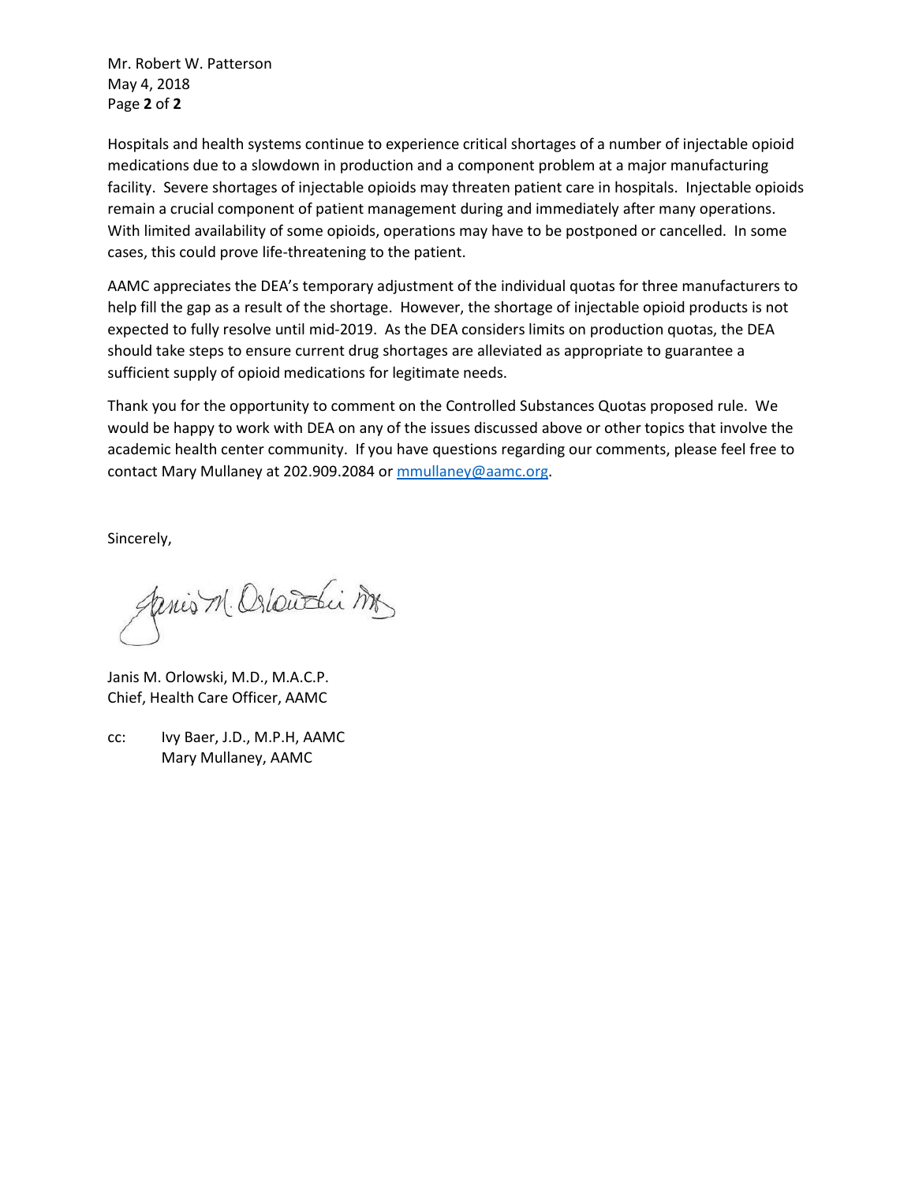Mr. Robert W. Patterson
May 4, 2018

Hospitals and health systems continue to experience critical shortages of a number of injectable opioid medications due to a slowdown in production and a component problem at a major manufacturing facility. Severe shortages of injectable opioids may threaten patient care in hospitals. Injectable opioids remain a crucial component of patient management during and immediately after many operations. With limited availability of some opioids, operations may have to be postponed or cancelled. In some cases, this could prove life-threatening to the patient.

AAMC appreciates the DEA's temporary adjustment of the individual quotas for three manufacturers to help fill the gap as a result of the shortage. However, the shortage of injectable opioid products is not expected to fully resolve until mid-2019. As the DEA considers limits on production quotas, the DEA should take steps to ensure current drug shortages are alleviated as appropriate to guarantee a sufficient supply of opioid medications for legitimate needs.

Thank you for the opportunity to comment on the Controlled Substances Quotas proposed rule. We would be happy to work with DEA on any of the issues discussed above or other topics that involve the academic health center community. If you have questions regarding our comments, please feel free to contact Mary Mullaney at 202.909.2084 or mmullaney@aamc.org.

Sincerely,

Janis M. Orlowski, M.D., M.A.C.P.
Chief, Health Care Officer, AAMC

cc: Ivy Baer, J.D., M.P.H, AAMC
Mary Mullaney, AAMC